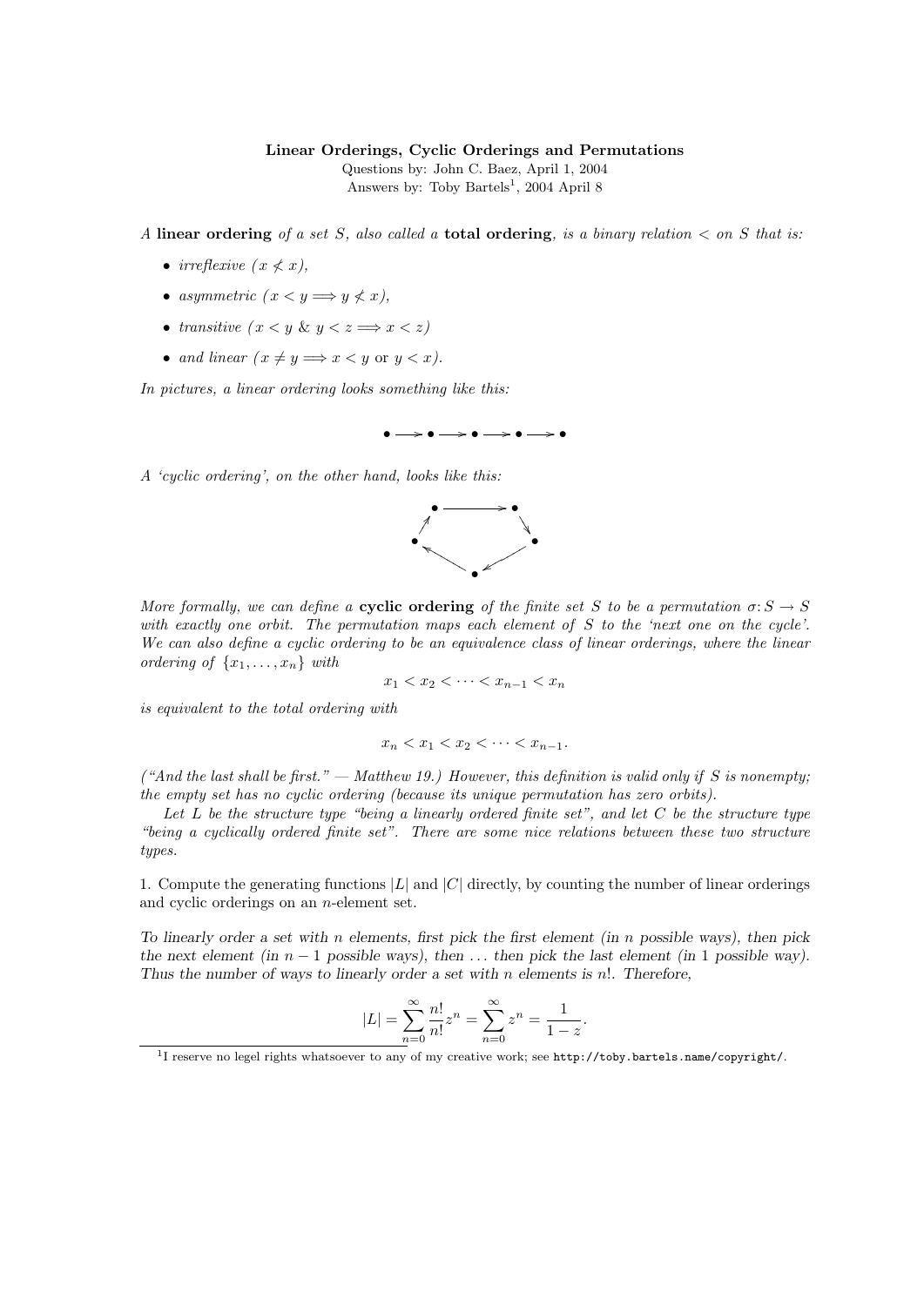**Linear Orderings, Cyclic Orderings and Permutations**

Questions by: John C. Baez, April 1, 2004

Answers by: Toby Bartels[1], 2004 April 8

*A* **linear ordering** *of a set S, also called a* **total ordering***, is a binary relation $<$ on S that is:*

- *irreflexive ($x \not< x$),*
- *asymmetric ($x < y \Longrightarrow y \not< x$),*
- *transitive ($x < y$ & $y < z \Longrightarrow x < z$)*
- *and linear ($x \neq y \Longrightarrow x < y$ or $y < x$).*

*In pictures, a linear ordering looks something like this:*

$$\bullet \longrightarrow \bullet \longrightarrow \bullet \longrightarrow \bullet \longrightarrow \bullet$$

*A 'cyclic ordering', on the other hand, looks like this:*

*More formally, we can define a* **cyclic ordering** *of the finite set S to be a permutation $\sigma: S \to S$ with exactly one orbit. The permutation maps each element of S to the 'next one on the cycle'. We can also define a cyclic ordering to be an equivalence class of linear orderings, where the linear ordering of $\{x_1, \ldots, x_n\}$ with*

$$x_1 < x_2 < \cdots < x_{n-1} < x_n$$

*is equivalent to the total ordering with*

$$x_n < x_1 < x_2 < \cdots < x_{n-1}.$$

*("And the last shall be first." — Matthew 19.) However, this definition is valid only if S is nonempty; the empty set has no cyclic ordering (because its unique permutation has zero orbits).*

*Let L be the structure type "being a linearly ordered finite set", and let C be the structure type "being a cyclically ordered finite set". There are some nice relations between these two structure types.*

1. Compute the generating functions $|L|$ and $|C|$ directly, by counting the number of linear orderings and cyclic orderings on an $n$-element set.

*To linearly order a set with $n$ elements, first pick the first element (in $n$ possible ways), then pick the next element (in $n-1$ possible ways), then ... then pick the last element (in 1 possible way). Thus the number of ways to linearly order a set with $n$ elements is $n!$. Therefore,*

$$|L| = \sum_{n=0}^{\infty} \frac{n!}{n!} z^n = \sum_{n=0}^{\infty} z^n = \frac{1}{1-z}.$$

[1] I reserve no legel rights whatsoever to any of my creative work; see http://toby.bartels.name/copyright/.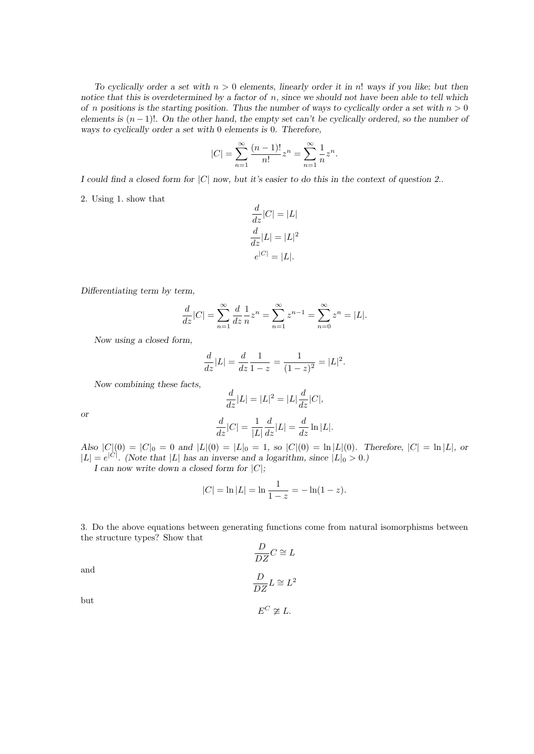*To cyclically order a set with $n > 0$ elements, linearly order it in $n!$ ways if you like; but then notice that this is overdetermined by a factor of $n$, since we should not have been able to tell which of $n$ positions is the starting position. Thus the number of ways to cyclically order a set with $n > 0$ elements is $(n-1)!$. On the other hand, the empty set can't be cyclically ordered, so the number of ways to cyclically order a set with 0 elements is 0. Therefore,*

$$|C| = \sum_{n=1}^{\infty} \frac{(n-1)!}{n!} z^n = \sum_{n=1}^{\infty} \frac{1}{n} z^n.$$

*I could find a closed form for $|C|$ now, but it's easier to do this in the context of question 2..*

2. Using 1. show that

$$\frac{d}{dz}|C| = |L|$$

$$\frac{d}{dz}|L| = |L|^2$$

$$e^{|C|} = |L|.$$

*Differentiating term by term,*

$$\frac{d}{dz}|C| = \sum_{n=1}^{\infty} \frac{d}{dz} \frac{1}{n} z^n = \sum_{n=1}^{\infty} z^{n-1} = \sum_{n=0}^{\infty} z^n = |L|.$$

*Now using a closed form,*

$$\frac{d}{dz}|L| = \frac{d}{dz} \frac{1}{1-z} = \frac{1}{(1-z)^2} = |L|^2.$$

*Now combining these facts,*

$$\frac{d}{dz}|L| = |L|^2 = |L| \frac{d}{dz}|C|,$$

*or*

$$\frac{d}{dz}|C| = \frac{1}{|L|} \frac{d}{dz}|L| = \frac{d}{dz} \ln |L|.$$

*Also $|C|(0) = |C|_0 = 0$ and $|L|(0) = |L|_0 = 1$, so $|C|(0) = \ln |L|(0)$. Therefore, $|C| = \ln |L|$, or $|L| = e^{|C|}$. (Note that $|L|$ has an inverse and a logarithm, since $|L|_0 > 0$.)*

*I can now write down a closed form for $|C|$;*

$$|C| = \ln |L| = \ln \frac{1}{1-z} = -\ln(1-z).$$

3. Do the above equations between generating functions come from natural isomorphisms between the structure types? Show that

$$\frac{D}{DZ} C \cong L$$

and

$$\frac{D}{DZ} L \cong L^2$$

but

$$E^C \ncong L.$$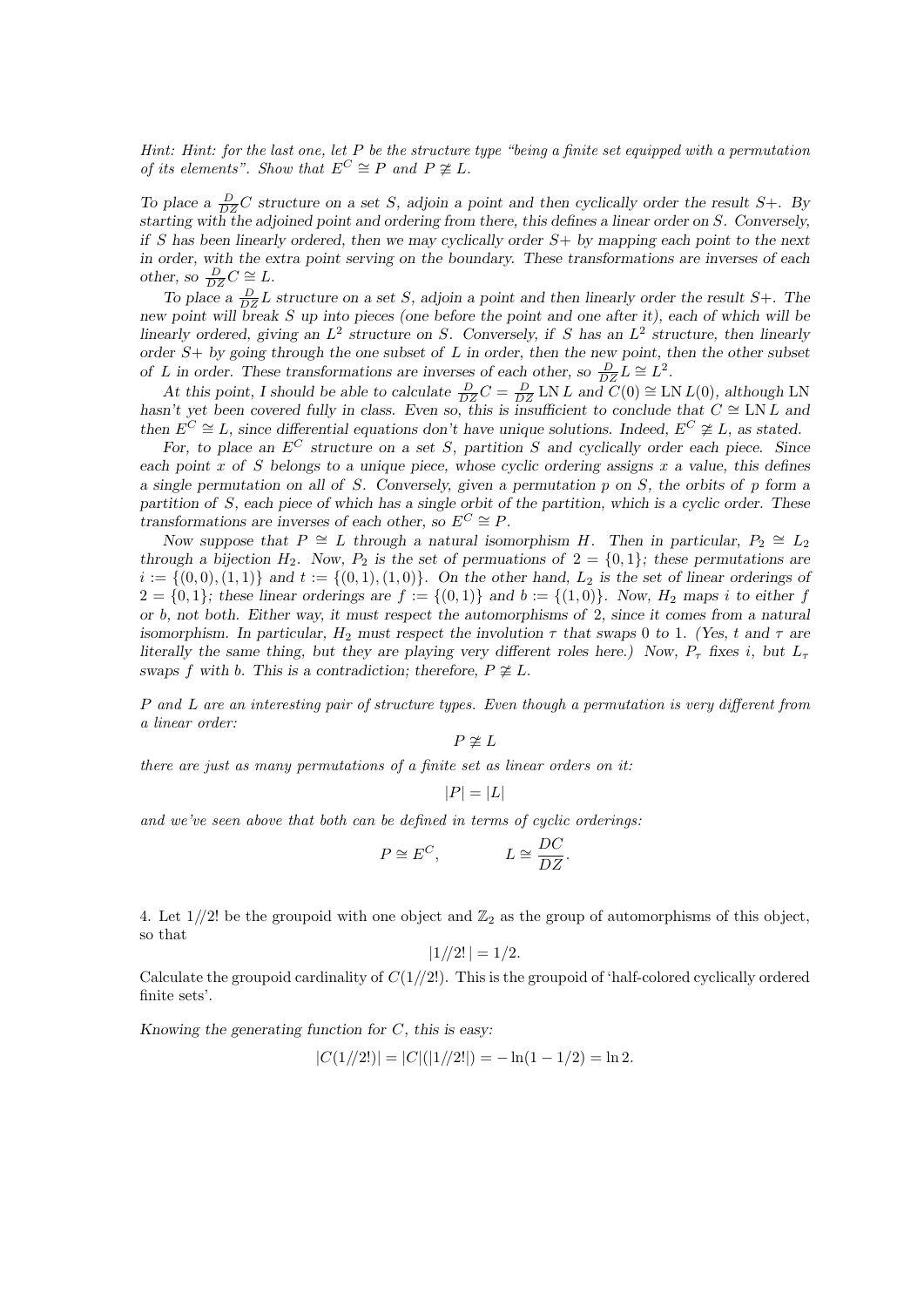*Hint: Hint: for the last one, let $P$ be the structure type "being a finite set equipped with a permutation of its elements". Show that $E^C \cong P$ and $P \ncong L$.*

*To place a $\frac{D}{DZ}C$ structure on a set $S$, adjoin a point and then cyclically order the result $S+$. By starting with the adjoined point and ordering from there, this defines a linear order on $S$. Conversely, if $S$ has been linearly ordered, then we may cyclically order $S+$ by mapping each point to the next in order, with the extra point serving on the boundary. These transformations are inverses of each other, so $\frac{D}{DZ}C \cong L$.*

*To place a $\frac{D}{DZ}L$ structure on a set $S$, adjoin a point and then linearly order the result $S+$. The new point will break $S$ up into pieces (one before the point and one after it), each of which will be linearly ordered, giving an $L^2$ structure on $S$. Conversely, if $S$ has an $L^2$ structure, then linearly order $S+$ by going through the one subset of $L$ in order, then the new point, then the other subset of $L$ in order. These transformations are inverses of each other, so $\frac{D}{DZ}L \cong L^2$.*

*At this point, I should be able to calculate $\frac{D}{DZ}C = \frac{D}{DZ}\,\mathrm{LN}\,L$ and $C(0) \cong \mathrm{LN}\,L(0)$, although LN hasn't yet been covered fully in class. Even so, this is insufficient to conclude that $C \cong \mathrm{LN}\,L$ and then $E^C \cong L$, since differential equations don't have unique solutions. Indeed, $E^C \ncong L$, as stated.*

*For, to place an $E^C$ structure on a set $S$, partition $S$ and cyclically order each piece. Since each point $x$ of $S$ belongs to a unique piece, whose cyclic ordering assigns $x$ a value, this defines a single permutation on all of $S$. Conversely, given a permutation $p$ on $S$, the orbits of $p$ form a partition of $S$, each piece of which has a single orbit of the partition, which is a cyclic order. These transformations are inverses of each other, so $E^C \cong P$.*

*Now suppose that $P \cong L$ through a natural isomorphism $H$. Then in particular, $P_2 \cong L_2$ through a bijection $H_2$. Now, $P_2$ is the set of permuations of $2 = \{0, 1\}$; these permutations are $i := \{(0, 0), (1, 1)\}$ and $t := \{(0, 1), (1, 0)\}$. On the other hand, $L_2$ is the set of linear orderings of $2 = \{0, 1\}$; these linear orderings are $f := \{(0, 1)\}$ and $b := \{(1, 0)\}$. Now, $H_2$ maps $i$ to either $f$ or $b$, not both. Either way, it must respect the automorphisms of 2, since it comes from a natural isomorphism. In particular, $H_2$ must respect the involution $\tau$ that swaps 0 to 1. (Yes, $t$ and $\tau$ are literally the same thing, but they are playing very different roles here.) Now, $P_\tau$ fixes $i$, but $L_\tau$ swaps $f$ with $b$. This is a contradiction; therefore, $P \ncong L$.*

*$P$ and $L$ are an interesting pair of structure types. Even though a permutation is very different from a linear order:*

$$P \ncong L$$

*there are just as many permutations of a finite set as linear orders on it:*

$$|P| = |L|$$

*and we've seen above that both can be defined in terms of cyclic orderings:*

$$P \cong E^C, \qquad\qquad L \cong \frac{DC}{DZ}.$$

4. Let $1//2!$ be the groupoid with one object and $\mathbb{Z}_2$ as the group of automorphisms of this object, so that

$$|1//2!\,| = 1/2.$$

Calculate the groupoid cardinality of $C(1//2!)$. This is the groupoid of 'half-colored cyclically ordered finite sets'.

*Knowing the generating function for $C$, this is easy:*

$$|C(1//2!)| = |C|(|1//2!|) = -\ln(1 - 1/2) = \ln 2.$$